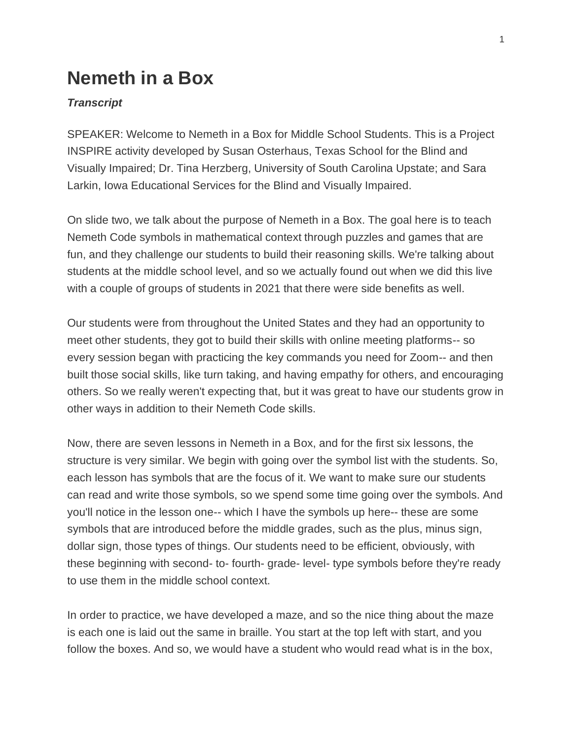# Nemeth in a Box

***Transcript***

SPEAKER: Welcome to Nemeth in a Box for Middle School Students. This is a Project INSPIRE activity developed by Susan Osterhaus, Texas School for the Blind and Visually Impaired; Dr. Tina Herzberg, University of South Carolina Upstate; and Sara Larkin, Iowa Educational Services for the Blind and Visually Impaired.

On slide two, we talk about the purpose of Nemeth in a Box. The goal here is to teach Nemeth Code symbols in mathematical context through puzzles and games that are fun, and they challenge our students to build their reasoning skills. We're talking about students at the middle school level, and so we actually found out when we did this live with a couple of groups of students in 2021 that there were side benefits as well.

Our students were from throughout the United States and they had an opportunity to meet other students, they got to build their skills with online meeting platforms-- so every session began with practicing the key commands you need for Zoom-- and then built those social skills, like turn taking, and having empathy for others, and encouraging others. So we really weren't expecting that, but it was great to have our students grow in other ways in addition to their Nemeth Code skills.

Now, there are seven lessons in Nemeth in a Box, and for the first six lessons, the structure is very similar. We begin with going over the symbol list with the students. So, each lesson has symbols that are the focus of it. We want to make sure our students can read and write those symbols, so we spend some time going over the symbols. And you'll notice in the lesson one-- which I have the symbols up here-- these are some symbols that are introduced before the middle grades, such as the plus, minus sign, dollar sign, those types of things. Our students need to be efficient, obviously, with these beginning with second- to- fourth- grade- level- type symbols before they're ready to use them in the middle school context.

In order to practice, we have developed a maze, and so the nice thing about the maze is each one is laid out the same in braille. You start at the top left with start, and you follow the boxes. And so, we would have a student who would read what is in the box,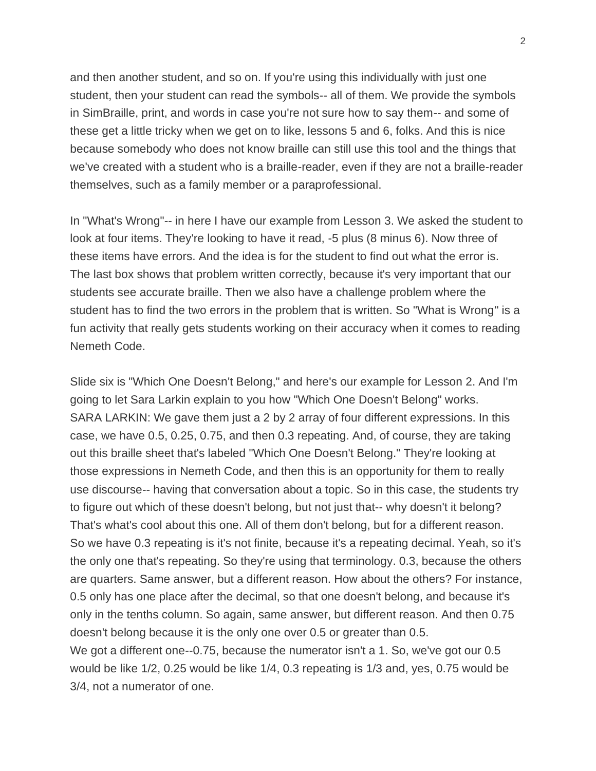and then another student, and so on. If you're using this individually with just one student, then your student can read the symbols-- all of them. We provide the symbols in SimBraille, print, and words in case you're not sure how to say them-- and some of these get a little tricky when we get on to like, lessons 5 and 6, folks. And this is nice because somebody who does not know braille can still use this tool and the things that we've created with a student who is a braille-reader, even if they are not a braille-reader themselves, such as a family member or a paraprofessional.

In "What's Wrong"-- in here I have our example from Lesson 3. We asked the student to look at four items. They're looking to have it read, -5 plus (8 minus 6). Now three of these items have errors. And the idea is for the student to find out what the error is. The last box shows that problem written correctly, because it's very important that our students see accurate braille. Then we also have a challenge problem where the student has to find the two errors in the problem that is written. So "What is Wrong" is a fun activity that really gets students working on their accuracy when it comes to reading Nemeth Code.

Slide six is "Which One Doesn't Belong," and here's our example for Lesson 2. And I'm going to let Sara Larkin explain to you how "Which One Doesn't Belong" works.
SARA LARKIN: We gave them just a 2 by 2 array of four different expressions. In this case, we have 0.5, 0.25, 0.75, and then 0.3 repeating. And, of course, they are taking out this braille sheet that's labeled "Which One Doesn't Belong." They're looking at those expressions in Nemeth Code, and then this is an opportunity for them to really use discourse-- having that conversation about a topic. So in this case, the students try to figure out which of these doesn't belong, but not just that-- why doesn't it belong? That's what's cool about this one. All of them don't belong, but for a different reason. So we have 0.3 repeating is it's not finite, because it's a repeating decimal. Yeah, so it's the only one that's repeating. So they're using that terminology. 0.3, because the others are quarters. Same answer, but a different reason. How about the others? For instance, 0.5 only has one place after the decimal, so that one doesn't belong, and because it's only in the tenths column. So again, same answer, but different reason. And then 0.75 doesn't belong because it is the only one over 0.5 or greater than 0.5.
We got a different one--0.75, because the numerator isn't a 1. So, we've got our 0.5 would be like 1/2, 0.25 would be like 1/4, 0.3 repeating is 1/3 and, yes, 0.75 would be 3/4, not a numerator of one.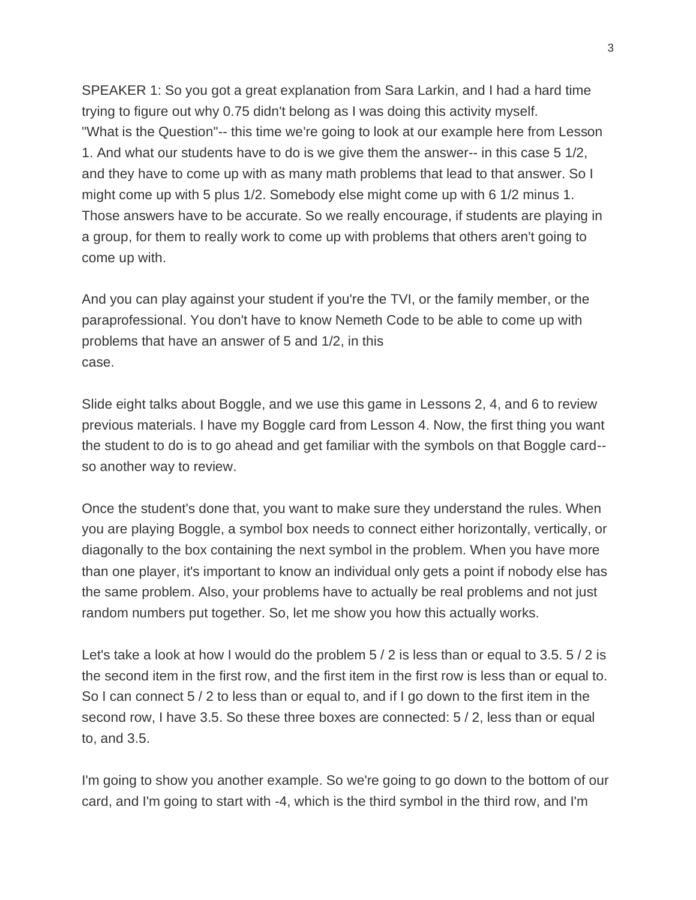SPEAKER 1: So you got a great explanation from Sara Larkin, and I had a hard time trying to figure out why 0.75 didn't belong as I was doing this activity myself. "What is the Question"-- this time we're going to look at our example here from Lesson 1. And what our students have to do is we give them the answer-- in this case 5 1/2, and they have to come up with as many math problems that lead to that answer. So I might come up with 5 plus 1/2. Somebody else might come up with 6 1/2 minus 1. Those answers have to be accurate. So we really encourage, if students are playing in a group, for them to really work to come up with problems that others aren't going to come up with.

And you can play against your student if you're the TVI, or the family member, or the paraprofessional. You don't have to know Nemeth Code to be able to come up with problems that have an answer of 5 and 1/2, in this case.

Slide eight talks about Boggle, and we use this game in Lessons 2, 4, and 6 to review previous materials. I have my Boggle card from Lesson 4. Now, the first thing you want the student to do is to go ahead and get familiar with the symbols on that Boggle card-- so another way to review.

Once the student's done that, you want to make sure they understand the rules. When you are playing Boggle, a symbol box needs to connect either horizontally, vertically, or diagonally to the box containing the next symbol in the problem. When you have more than one player, it's important to know an individual only gets a point if nobody else has the same problem. Also, your problems have to actually be real problems and not just random numbers put together. So, let me show you how this actually works.

Let's take a look at how I would do the problem 5 / 2 is less than or equal to 3.5. 5 / 2 is the second item in the first row, and the first item in the first row is less than or equal to. So I can connect 5 / 2 to less than or equal to, and if I go down to the first item in the second row, I have 3.5. So these three boxes are connected: 5 / 2, less than or equal to, and 3.5.

I'm going to show you another example. So we're going to go down to the bottom of our card, and I'm going to start with -4, which is the third symbol in the third row, and I'm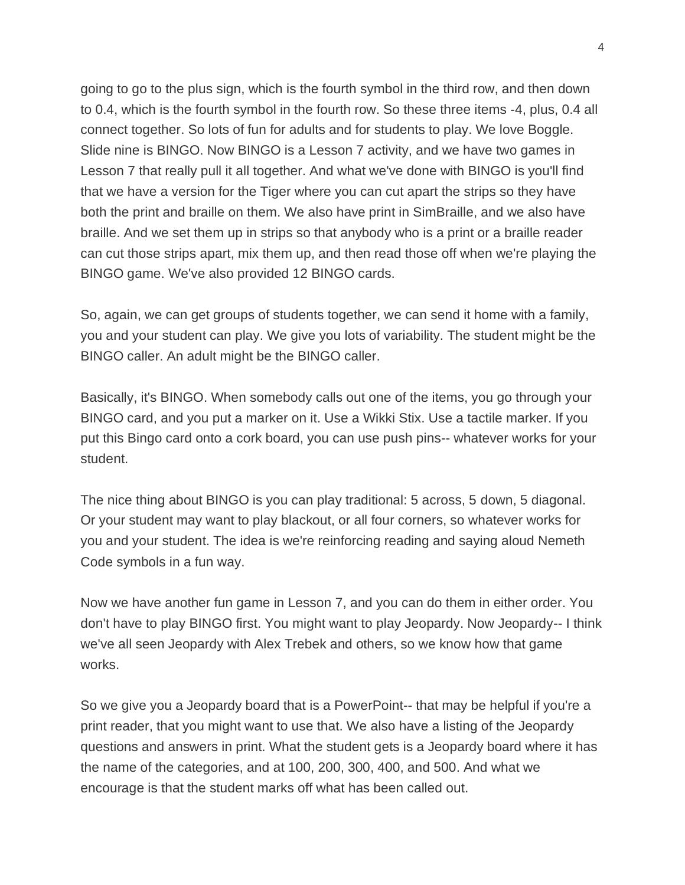going to go to the plus sign, which is the fourth symbol in the third row, and then down to 0.4, which is the fourth symbol in the fourth row. So these three items -4, plus, 0.4 all connect together. So lots of fun for adults and for students to play. We love Boggle. Slide nine is BINGO. Now BINGO is a Lesson 7 activity, and we have two games in Lesson 7 that really pull it all together. And what we've done with BINGO is you'll find that we have a version for the Tiger where you can cut apart the strips so they have both the print and braille on them. We also have print in SimBraille, and we also have braille. And we set them up in strips so that anybody who is a print or a braille reader can cut those strips apart, mix them up, and then read those off when we're playing the BINGO game. We've also provided 12 BINGO cards.

So, again, we can get groups of students together, we can send it home with a family, you and your student can play. We give you lots of variability. The student might be the BINGO caller. An adult might be the BINGO caller.

Basically, it's BINGO. When somebody calls out one of the items, you go through your BINGO card, and you put a marker on it. Use a Wikki Stix. Use a tactile marker. If you put this Bingo card onto a cork board, you can use push pins-- whatever works for your student.

The nice thing about BINGO is you can play traditional: 5 across, 5 down, 5 diagonal. Or your student may want to play blackout, or all four corners, so whatever works for you and your student. The idea is we're reinforcing reading and saying aloud Nemeth Code symbols in a fun way.

Now we have another fun game in Lesson 7, and you can do them in either order. You don't have to play BINGO first. You might want to play Jeopardy. Now Jeopardy-- I think we've all seen Jeopardy with Alex Trebek and others, so we know how that game works.

So we give you a Jeopardy board that is a PowerPoint-- that may be helpful if you're a print reader, that you might want to use that. We also have a listing of the Jeopardy questions and answers in print. What the student gets is a Jeopardy board where it has the name of the categories, and at 100, 200, 300, 400, and 500. And what we encourage is that the student marks off what has been called out.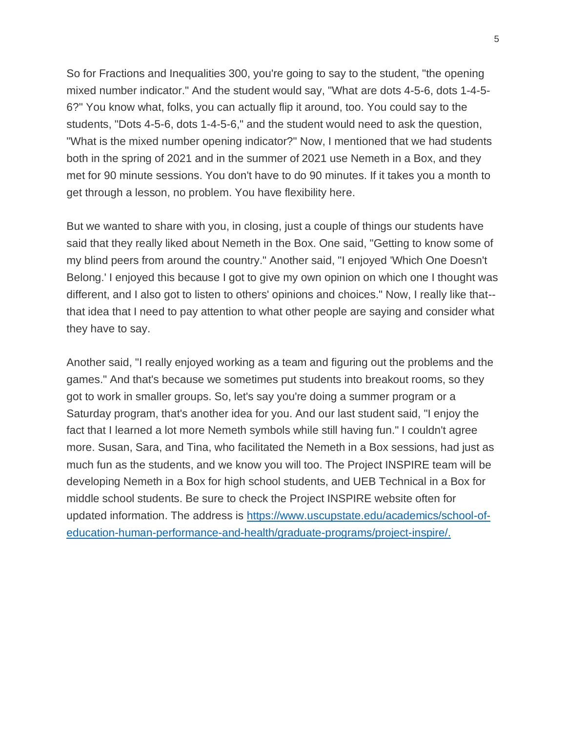So for Fractions and Inequalities 300, you're going to say to the student, "the opening mixed number indicator." And the student would say, "What are dots 4-5-6, dots 1-4-5-6?" You know what, folks, you can actually flip it around, too. You could say to the students, "Dots 4-5-6, dots 1-4-5-6," and the student would need to ask the question, "What is the mixed number opening indicator?" Now, I mentioned that we had students both in the spring of 2021 and in the summer of 2021 use Nemeth in a Box, and they met for 90 minute sessions. You don't have to do 90 minutes. If it takes you a month to get through a lesson, no problem. You have flexibility here.

But we wanted to share with you, in closing, just a couple of things our students have said that they really liked about Nemeth in the Box. One said, "Getting to know some of my blind peers from around the country." Another said, "I enjoyed 'Which One Doesn't Belong.' I enjoyed this because I got to give my own opinion on which one I thought was different, and I also got to listen to others' opinions and choices." Now, I really like that--that idea that I need to pay attention to what other people are saying and consider what they have to say.

Another said, "I really enjoyed working as a team and figuring out the problems and the games." And that's because we sometimes put students into breakout rooms, so they got to work in smaller groups. So, let's say you're doing a summer program or a Saturday program, that's another idea for you. And our last student said, "I enjoy the fact that I learned a lot more Nemeth symbols while still having fun." I couldn't agree more. Susan, Sara, and Tina, who facilitated the Nemeth in a Box sessions, had just as much fun as the students, and we know you will too. The Project INSPIRE team will be developing Nemeth in a Box for high school students, and UEB Technical in a Box for middle school students. Be sure to check the Project INSPIRE website often for updated information. The address is [https://www.uscupstate.edu/academics/school-of-education-human-performance-and-health/graduate-programs/project-inspire/.](https://www.uscupstate.edu/academics/school-of-education-human-performance-and-health/graduate-programs/project-inspire/)